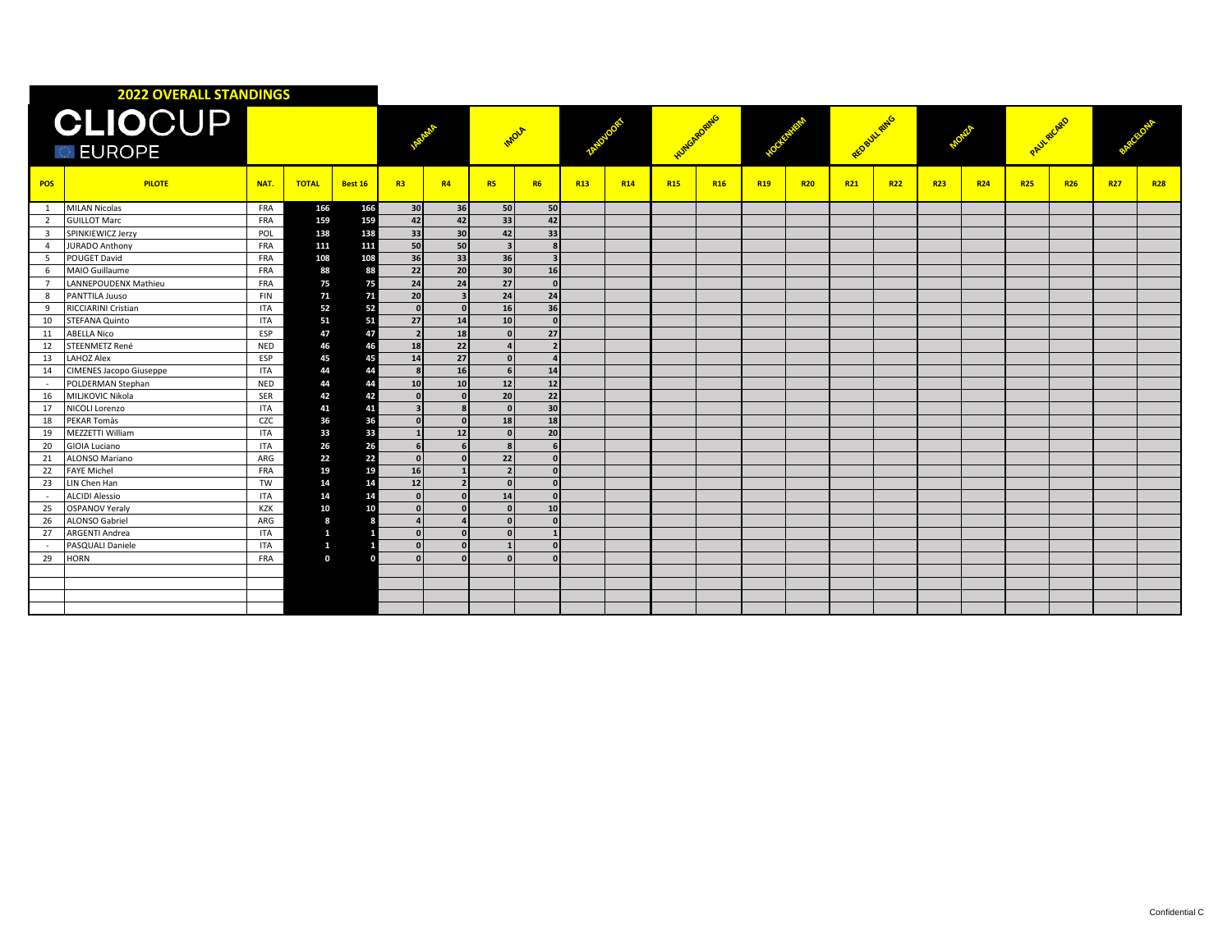## 2022 OVERALL STANDINGS

CLIOCUP EUROPE

| | | | | | JARAMA | | IMOLA | | ZANDVOORT | | HUNGARORING | | HOCKENHEIM | | RED BULL RING | | MONZA | | PAUL RICARD | | BARCELONA | |
|---|---|---|---|---|---|---|---|---|---|---|---|---|---|---|---|---|---|---|---|---|---|---|
| POS | PILOTE | NAT. | TOTAL | Best 16 | R3 | R4 | R5 | R6 | R13 | R14 | R15 | R16 | R19 | R20 | R21 | R22 | R23 | R24 | R25 | R26 | R27 | R28 |
| 1 | MILAN Nicolas | FRA | 166 | 166 | 30 | 36 | 50 | 50 | | | | | | | | | | | | | | |
| 2 | GUILLOT Marc | FRA | 159 | 159 | 42 | 42 | 33 | 42 | | | | | | | | | | | | | | |
| 3 | SPINKIEWICZ Jerzy | POL | 138 | 138 | 33 | 30 | 42 | 33 | | | | | | | | | | | | | | |
| 4 | JURADO Anthony | FRA | 111 | 111 | 50 | 50 | 3 | 8 | | | | | | | | | | | | | | |
| 5 | POUGET David | FRA | 108 | 108 | 36 | 33 | 36 | 3 | | | | | | | | | | | | | | |
| 6 | MAIO Guillaume | FRA | 88 | 88 | 22 | 20 | 30 | 16 | | | | | | | | | | | | | | |
| 7 | LANNEPOUDENX Mathieu | FRA | 75 | 75 | 24 | 24 | 27 | 0 | | | | | | | | | | | | | | |
| 8 | PANTTILA Juuso | FIN | 71 | 71 | 20 | 3 | 24 | 24 | | | | | | | | | | | | | | |
| 9 | RICCIARINI Cristian | ITA | 52 | 52 | 0 | 0 | 16 | 36 | | | | | | | | | | | | | | |
| 10 | STEFANA Quinto | ITA | 51 | 51 | 27 | 14 | 10 | 0 | | | | | | | | | | | | | | |
| 11 | ABELLA Nico | ESP | 47 | 47 | 2 | 18 | 0 | 27 | | | | | | | | | | | | | | |
| 12 | STEENMETZ René | NED | 46 | 46 | 18 | 22 | 4 | 2 | | | | | | | | | | | | | | |
| 13 | LAHOZ Alex | ESP | 45 | 45 | 14 | 27 | 0 | 4 | | | | | | | | | | | | | | |
| 14 | CIMENES Jacopo Giuseppe | ITA | 44 | 44 | 8 | 16 | 6 | 14 | | | | | | | | | | | | | | |
| - | POLDERMAN Stephan | NED | 44 | 44 | 10 | 10 | 12 | 12 | | | | | | | | | | | | | | |
| 16 | MILJKOVIC Nikola | SER | 42 | 42 | 0 | 0 | 20 | 22 | | | | | | | | | | | | | | |
| 17 | NICOLI Lorenzo | ITA | 41 | 41 | 3 | 8 | 0 | 30 | | | | | | | | | | | | | | |
| 18 | PEKAR Tomàs | CZC | 36 | 36 | 0 | 0 | 18 | 18 | | | | | | | | | | | | | | |
| 19 | MEZZETTI William | ITA | 33 | 33 | 1 | 12 | 0 | 20 | | | | | | | | | | | | | | |
| 20 | GIOIA Luciano | ITA | 26 | 26 | 6 | 6 | 8 | 6 | | | | | | | | | | | | | | |
| 21 | ALONSO Mariano | ARG | 22 | 22 | 0 | 0 | 22 | 0 | | | | | | | | | | | | | | |
| 22 | FAYE Michel | FRA | 19 | 19 | 16 | 1 | 2 | 0 | | | | | | | | | | | | | | |
| 23 | LIN Chen Han | TW | 14 | 14 | 12 | 2 | 0 | 0 | | | | | | | | | | | | | | |
| - | ALCIDI Alessio | ITA | 14 | 14 | 0 | 0 | 14 | 0 | | | | | | | | | | | | | | |
| 25 | OSPANOV Yeraly | KZK | 10 | 10 | 0 | 0 | 0 | 10 | | | | | | | | | | | | | | |
| 26 | ALONSO Gabriel | ARG | 8 | 8 | 4 | 4 | 0 | 0 | | | | | | | | | | | | | | |
| 27 | ARGENTI Andrea | ITA | 1 | 1 | 0 | 0 | 0 | 1 | | | | | | | | | | | | | | |
| - | PASQUALI Daniele | ITA | 1 | 1 | 0 | 0 | 1 | 0 | | | | | | | | | | | | | | |
| 29 | HORN | FRA | 0 | 0 | 0 | 0 | 0 | 0 | | | | | | | | | | | | | | |

Confidential C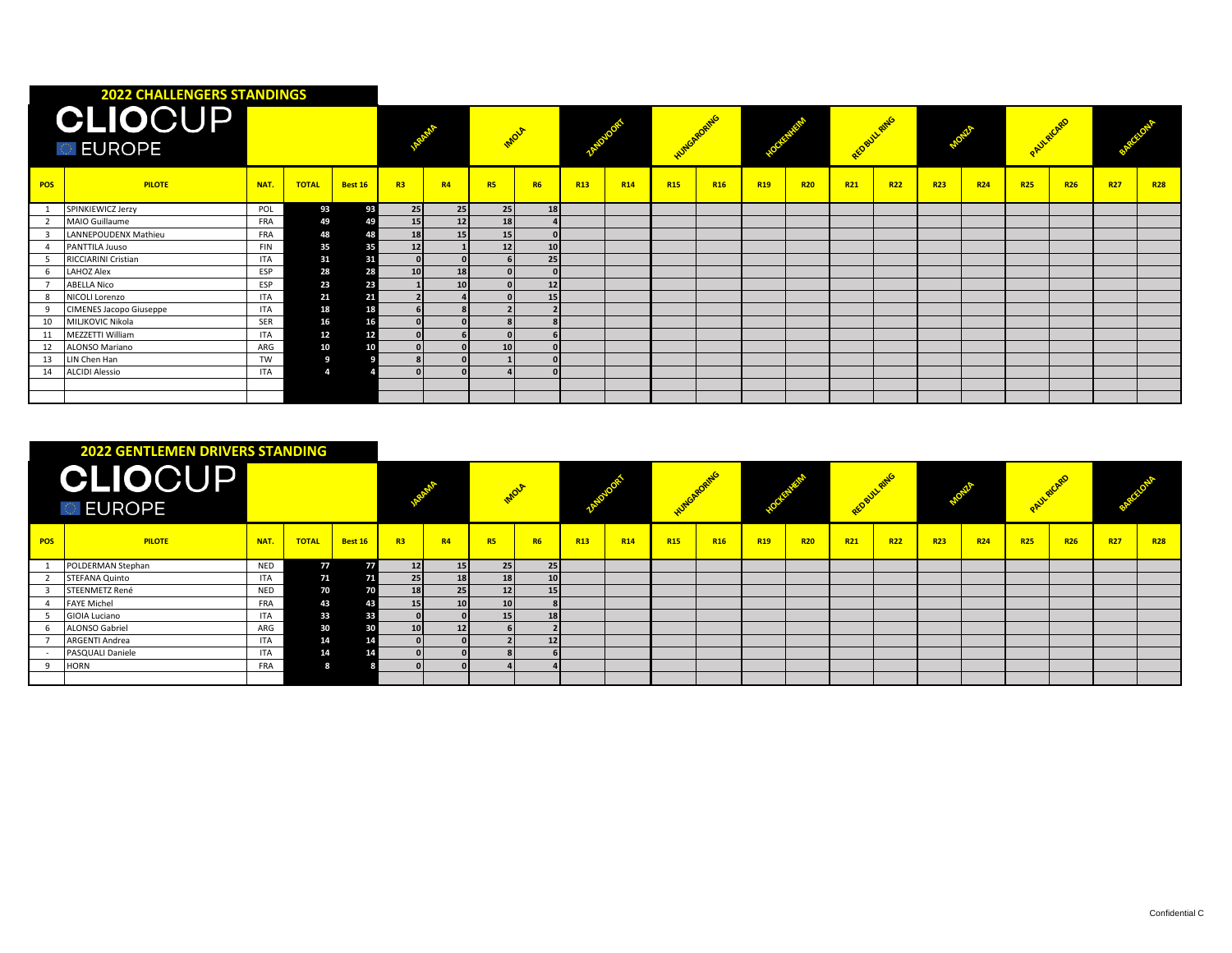## 2022 CHALLENGERS STANDINGS

CLIOCUP EUROPE

| | | | | | JARAMA | | IMOLA | | ZANDVOORT | | HUNGARORING | | HOCKENHEIM | | RED BULL RING | | MONZA | | PAUL RICARD | | BARCELONA | |
|---|---|---|---|---|---|---|---|---|---|---|---|---|---|---|---|---|---|---|---|---|---|---|
| POS | PILOTE | NAT. | TOTAL | Best 16 | R3 | R4 | R5 | R6 | R13 | R14 | R15 | R16 | R19 | R20 | R21 | R22 | R23 | R24 | R25 | R26 | R27 | R28 |
| 1 | SPINKIEWICZ Jerzy | POL | 93 | 93 | 25 | 25 | 25 | 18 | | | | | | | | | | | | | | |
| 2 | MAIO Guillaume | FRA | 49 | 49 | 15 | 12 | 18 | 4 | | | | | | | | | | | | | | |
| 3 | LANNEPOUDENX Mathieu | FRA | 48 | 48 | 18 | 15 | 15 | 0 | | | | | | | | | | | | | | |
| 4 | PANTTILA Juuso | FIN | 35 | 35 | 12 | 1 | 12 | 10 | | | | | | | | | | | | | | |
| 5 | RICCIARINI Cristian | ITA | 31 | 31 | 0 | 0 | 6 | 25 | | | | | | | | | | | | | | |
| 6 | LAHOZ Alex | ESP | 28 | 28 | 10 | 18 | 0 | 0 | | | | | | | | | | | | | | |
| 7 | ABELLA Nico | ESP | 23 | 23 | 1 | 10 | 0 | 12 | | | | | | | | | | | | | | |
| 8 | NICOLI Lorenzo | ITA | 21 | 21 | 2 | 4 | 0 | 15 | | | | | | | | | | | | | | |
| 9 | CIMENES Jacopo Giuseppe | ITA | 18 | 18 | 6 | 8 | 2 | 2 | | | | | | | | | | | | | | |
| 10 | MILJKOVIC Nikola | SER | 16 | 16 | 0 | 0 | 8 | 8 | | | | | | | | | | | | | | |
| 11 | MEZZETTI William | ITA | 12 | 12 | 0 | 6 | 0 | 6 | | | | | | | | | | | | | | |
| 12 | ALONSO Mariano | ARG | 10 | 10 | 0 | 0 | 10 | 0 | | | | | | | | | | | | | | |
| 13 | LIN Chen Han | TW | 9 | 9 | 8 | 0 | 1 | 0 | | | | | | | | | | | | | | |
| 14 | ALCIDI Alessio | ITA | 4 | 4 | 0 | 0 | 4 | 0 | | | | | | | | | | | | | | |

## 2022 GENTLEMEN DRIVERS STANDING

CLIOCUP EUROPE

| | | | | | JARAMA | | IMOLA | | ZANDVOORT | | HUNGARORING | | HOCKENHEIM | | RED BULL RING | | MONZA | | PAUL RICARD | | BARCELONA | |
|---|---|---|---|---|---|---|---|---|---|---|---|---|---|---|---|---|---|---|---|---|---|---|
| POS | PILOTE | NAT. | TOTAL | Best 16 | R3 | R4 | R5 | R6 | R13 | R14 | R15 | R16 | R19 | R20 | R21 | R22 | R23 | R24 | R25 | R26 | R27 | R28 |
| 1 | POLDERMAN Stephan | NED | 77 | 77 | 12 | 15 | 25 | 25 | | | | | | | | | | | | | | |
| 2 | STEFANA Quinto | ITA | 71 | 71 | 25 | 18 | 18 | 10 | | | | | | | | | | | | | | |
| 3 | STEENMETZ René | NED | 70 | 70 | 18 | 25 | 12 | 15 | | | | | | | | | | | | | | |
| 4 | FAYE Michel | FRA | 43 | 43 | 15 | 10 | 10 | 8 | | | | | | | | | | | | | | |
| 5 | GIOIA Luciano | ITA | 33 | 33 | 0 | 0 | 15 | 18 | | | | | | | | | | | | | | |
| 6 | ALONSO Gabriel | ARG | 30 | 30 | 10 | 12 | 6 | 2 | | | | | | | | | | | | | | |
| 7 | ARGENTI Andrea | ITA | 14 | 14 | 0 | 0 | 2 | 12 | | | | | | | | | | | | | | |
| - | PASQUALI Daniele | ITA | 14 | 14 | 0 | 0 | 8 | 6 | | | | | | | | | | | | | | |
| 9 | HORN | FRA | 8 | 8 | 0 | 0 | 4 | 4 | | | | | | | | | | | | | | |

Confidential C